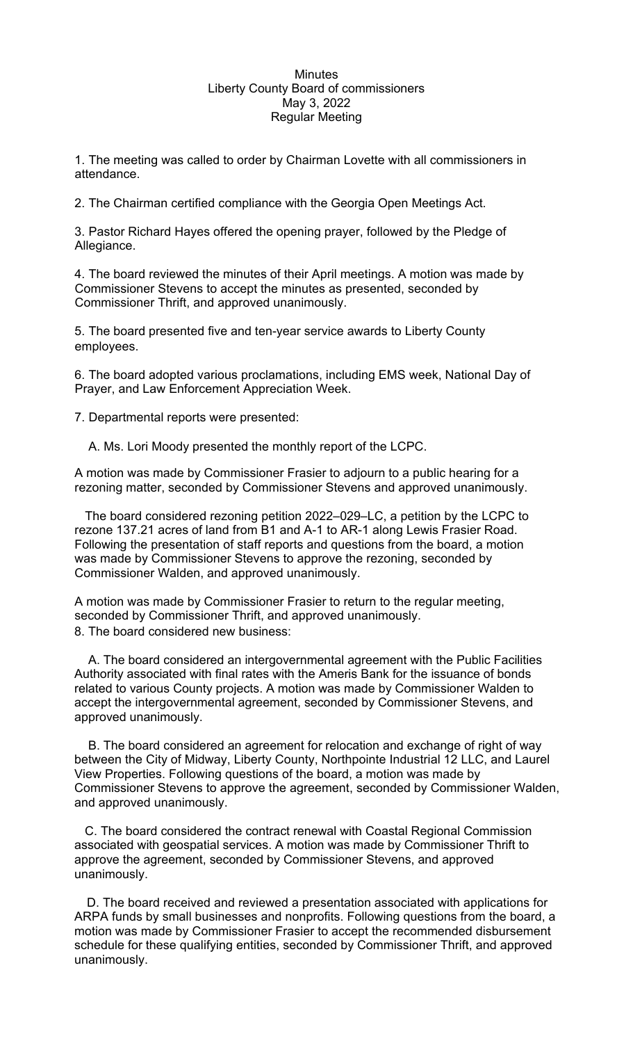Minutes

Liberty County Board of commissioners

May 3, 2022

Regular Meeting

1. The meeting was called to order by Chairman Lovette with all commissioners in attendance.

2. The Chairman certified compliance with the Georgia Open Meetings Act.

3. Pastor Richard Hayes offered the opening prayer, followed by the Pledge of Allegiance.

4. The board reviewed the minutes of their April meetings. A motion was made by Commissioner Stevens to accept the minutes as presented, seconded by Commissioner Thrift, and approved unanimously.

5. The board presented five and ten-year service awards to Liberty County employees.

6. The board adopted various proclamations, including EMS week, National Day of Prayer, and Law Enforcement Appreciation Week.

7. Departmental reports were presented:

   A. Ms. Lori Moody presented the monthly report of the LCPC.

A motion was made by Commissioner Frasier to adjourn to a public hearing for a rezoning matter, seconded by Commissioner Stevens and approved unanimously.

The board considered rezoning petition 2022–029–LC, a petition by the LCPC to rezone 137.21 acres of land from B1 and A-1 to AR-1 along Lewis Frasier Road. Following the presentation of staff reports and questions from the board, a motion was made by Commissioner Stevens to approve the rezoning, seconded by Commissioner Walden, and approved unanimously.

A motion was made by Commissioner Frasier to return to the regular meeting, seconded by Commissioner Thrift, and approved unanimously.

8. The board considered new business:

   A. The board considered an intergovernmental agreement with the Public Facilities Authority associated with final rates with the Ameris Bank for the issuance of bonds related to various County projects. A motion was made by Commissioner Walden to accept the intergovernmental agreement, seconded by Commissioner Stevens, and approved unanimously.

   B. The board considered an agreement for relocation and exchange of right of way between the City of Midway, Liberty County, Northpointe Industrial 12 LLC, and Laurel View Properties. Following questions of the board, a motion was made by Commissioner Stevens to approve the agreement, seconded by Commissioner Walden, and approved unanimously.

   C. The board considered the contract renewal with Coastal Regional Commission associated with geospatial services. A motion was made by Commissioner Thrift to approve the agreement, seconded by Commissioner Stevens, and approved unanimously.

   D. The board received and reviewed a presentation associated with applications for ARPA funds by small businesses and nonprofits. Following questions from the board, a motion was made by Commissioner Frasier to accept the recommended disbursement schedule for these qualifying entities, seconded by Commissioner Thrift, and approved unanimously.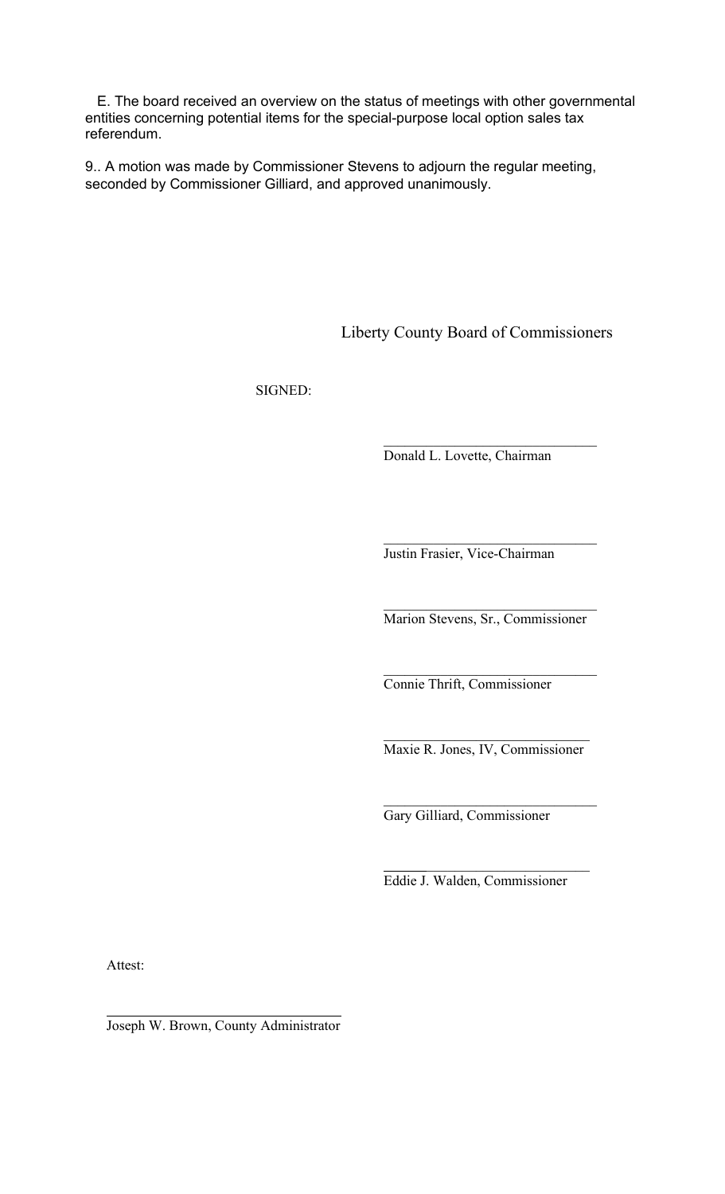E. The board received an overview on the status of meetings with other governmental entities concerning potential items for the special-purpose local option sales tax referendum.

9.. A motion was made by Commissioner Stevens to adjourn the regular meeting, seconded by Commissioner Gilliard, and approved unanimously.

Liberty County Board of Commissioners

SIGNED:

\_\_\_\_\_\_\_\_\_\_\_\_\_\_\_\_\_\_\_\_\_\_\_\_\_\_\_\_\_\_
Donald L. Lovette, Chairman

\_\_\_\_\_\_\_\_\_\_\_\_\_\_\_\_\_\_\_\_\_\_\_\_\_\_\_\_\_\_
Justin Frasier, Vice-Chairman

\_\_\_\_\_\_\_\_\_\_\_\_\_\_\_\_\_\_\_\_\_\_\_\_\_\_\_\_\_\_
Marion Stevens, Sr., Commissioner

\_\_\_\_\_\_\_\_\_\_\_\_\_\_\_\_\_\_\_\_\_\_\_\_\_\_\_\_\_\_
Connie Thrift, Commissioner

\_\_\_\_\_\_\_\_\_\_\_\_\_\_\_\_\_\_\_\_\_\_\_\_\_\_\_\_\_\_
Maxie R. Jones, IV, Commissioner

\_\_\_\_\_\_\_\_\_\_\_\_\_\_\_\_\_\_\_\_\_\_\_\_\_\_\_\_\_\_
Gary Gilliard, Commissioner

\_\_\_\_\_\_\_\_\_\_\_\_\_\_\_\_\_\_\_\_\_\_\_\_\_\_\_\_\_\_
Eddie J. Walden, Commissioner

Attest:

\_\_\_\_\_\_\_\_\_\_\_\_\_\_\_\_\_\_\_\_\_\_\_\_\_\_\_\_\_\_
Joseph W. Brown, County Administrator